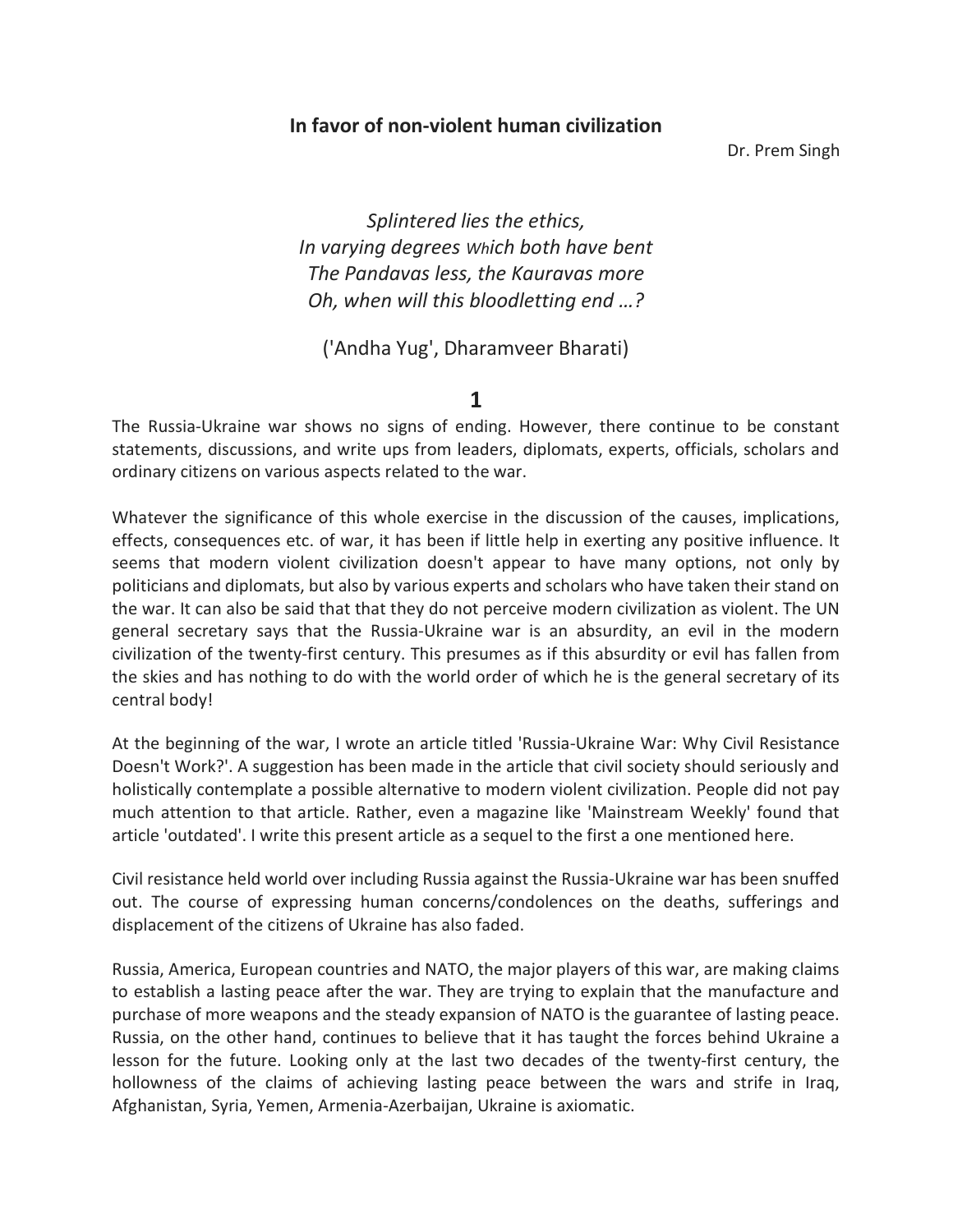# In favor of non-violent human civilization

Dr. Prem Singh

*Splintered lies the ethics,*
*In varying degrees Which both have bent*
*The Pandavas less, the Kauravas more*
*Oh, when will this bloodletting end …?*

('Andha Yug', Dharamveer Bharati)

## 1

The Russia-Ukraine war shows no signs of ending. However, there continue to be constant statements, discussions, and write ups from leaders, diplomats, experts, officials, scholars and ordinary citizens on various aspects related to the war.

Whatever the significance of this whole exercise in the discussion of the causes, implications, effects, consequences etc. of war, it has been if little help in exerting any positive influence. It seems that modern violent civilization doesn't appear to have many options, not only by politicians and diplomats, but also by various experts and scholars who have taken their stand on the war. It can also be said that that they do not perceive modern civilization as violent. The UN general secretary says that the Russia-Ukraine war is an absurdity, an evil in the modern civilization of the twenty-first century. This presumes as if this absurdity or evil has fallen from the skies and has nothing to do with the world order of which he is the general secretary of its central body!

At the beginning of the war, I wrote an article titled 'Russia-Ukraine War: Why Civil Resistance Doesn't Work?'. A suggestion has been made in the article that civil society should seriously and holistically contemplate a possible alternative to modern violent civilization. People did not pay much attention to that article. Rather, even a magazine like 'Mainstream Weekly' found that article 'outdated'. I write this present article as a sequel to the first a one mentioned here.

Civil resistance held world over including Russia against the Russia-Ukraine war has been snuffed out. The course of expressing human concerns/condolences on the deaths, sufferings and displacement of the citizens of Ukraine has also faded.

Russia, America, European countries and NATO, the major players of this war, are making claims to establish a lasting peace after the war. They are trying to explain that the manufacture and purchase of more weapons and the steady expansion of NATO is the guarantee of lasting peace. Russia, on the other hand, continues to believe that it has taught the forces behind Ukraine a lesson for the future. Looking only at the last two decades of the twenty-first century, the hollowness of the claims of achieving lasting peace between the wars and strife in Iraq, Afghanistan, Syria, Yemen, Armenia-Azerbaijan, Ukraine is axiomatic.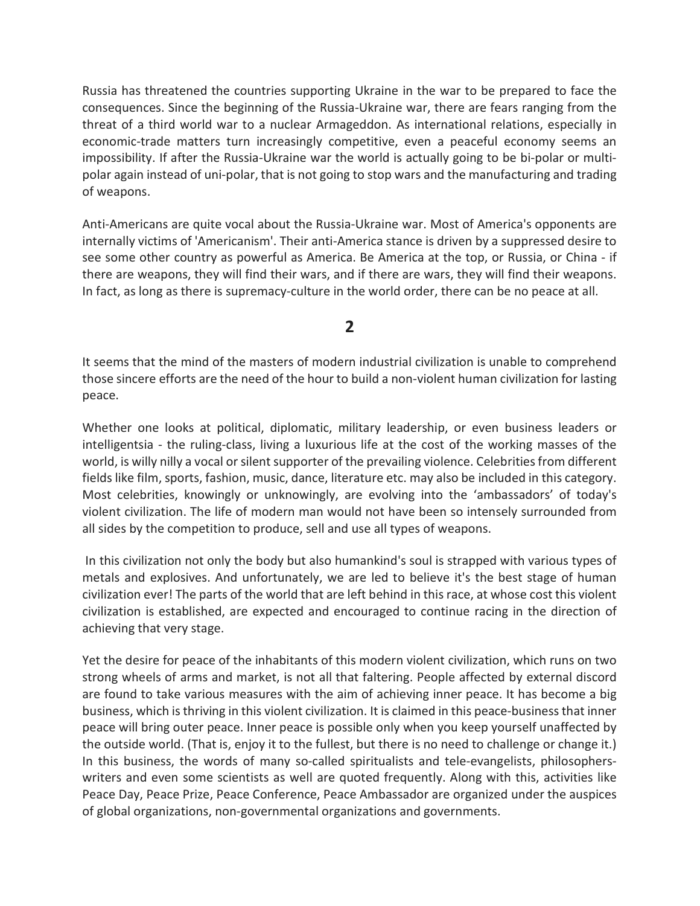Russia has threatened the countries supporting Ukraine in the war to be prepared to face the consequences. Since the beginning of the Russia-Ukraine war, there are fears ranging from the threat of a third world war to a nuclear Armageddon. As international relations, especially in economic-trade matters turn increasingly competitive, even a peaceful economy seems an impossibility. If after the Russia-Ukraine war the world is actually going to be bi-polar or multi-polar again instead of uni-polar, that is not going to stop wars and the manufacturing and trading of weapons.

Anti-Americans are quite vocal about the Russia-Ukraine war. Most of America's opponents are internally victims of 'Americanism'. Their anti-America stance is driven by a suppressed desire to see some other country as powerful as America. Be America at the top, or Russia, or China - if there are weapons, they will find their wars, and if there are wars, they will find their weapons. In fact, as long as there is supremacy-culture in the world order, there can be no peace at all.

## 2

It seems that the mind of the masters of modern industrial civilization is unable to comprehend those sincere efforts are the need of the hour to build a non-violent human civilization for lasting peace.

Whether one looks at political, diplomatic, military leadership, or even business leaders or intelligentsia - the ruling-class, living a luxurious life at the cost of the working masses of the world, is willy nilly a vocal or silent supporter of the prevailing violence. Celebrities from different fields like film, sports, fashion, music, dance, literature etc. may also be included in this category. Most celebrities, knowingly or unknowingly, are evolving into the 'ambassadors' of today's violent civilization. The life of modern man would not have been so intensely surrounded from all sides by the competition to produce, sell and use all types of weapons.

In this civilization not only the body but also humankind's soul is strapped with various types of metals and explosives. And unfortunately, we are led to believe it's the best stage of human civilization ever! The parts of the world that are left behind in this race, at whose cost this violent civilization is established, are expected and encouraged to continue racing in the direction of achieving that very stage.

Yet the desire for peace of the inhabitants of this modern violent civilization, which runs on two strong wheels of arms and market, is not all that faltering. People affected by external discord are found to take various measures with the aim of achieving inner peace. It has become a big business, which is thriving in this violent civilization. It is claimed in this peace-business that inner peace will bring outer peace. Inner peace is possible only when you keep yourself unaffected by the outside world. (That is, enjoy it to the fullest, but there is no need to challenge or change it.) In this business, the words of many so-called spiritualists and tele-evangelists, philosophers-writers and even some scientists as well are quoted frequently. Along with this, activities like Peace Day, Peace Prize, Peace Conference, Peace Ambassador are organized under the auspices of global organizations, non-governmental organizations and governments.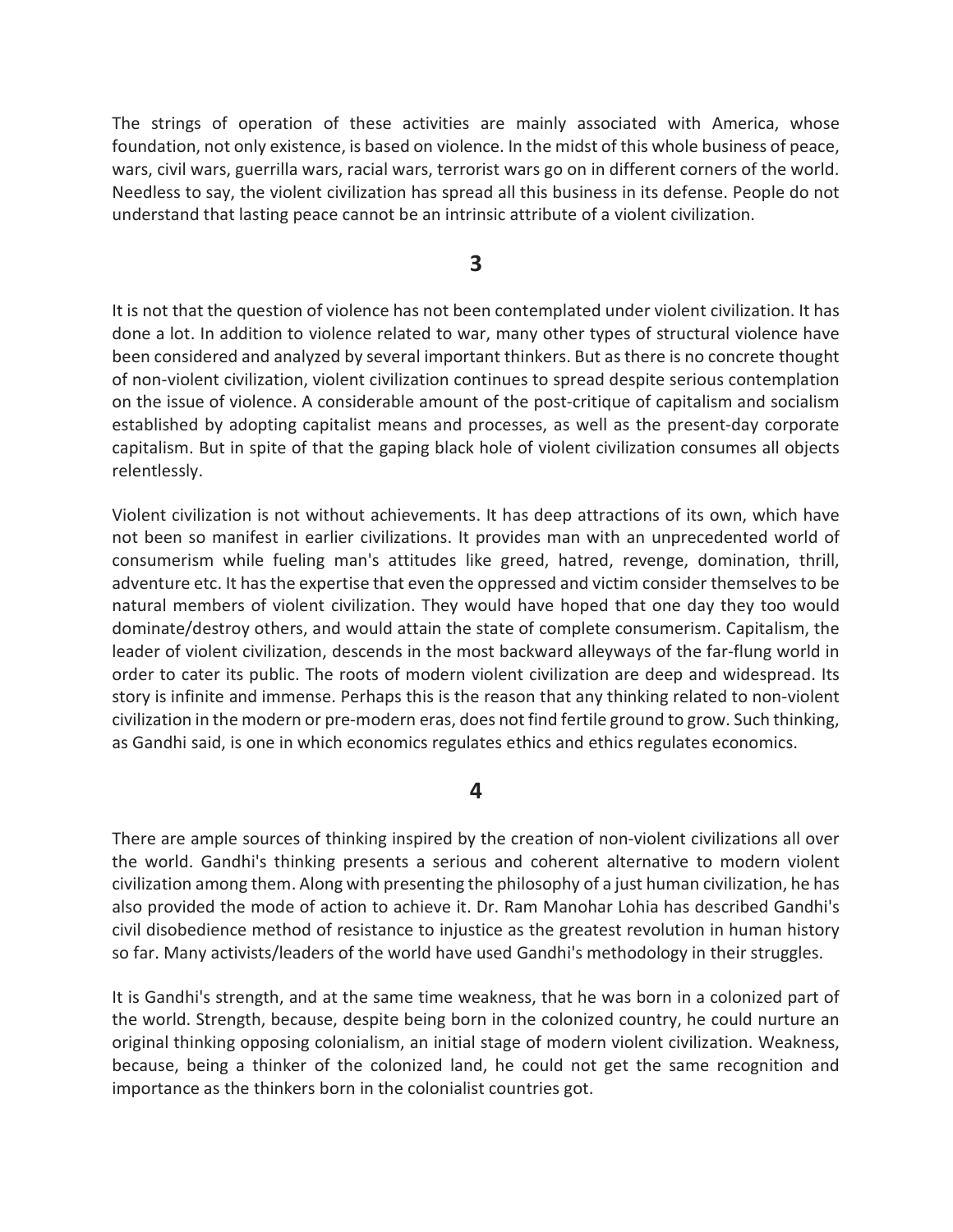The strings of operation of these activities are mainly associated with America, whose foundation, not only existence, is based on violence. In the midst of this whole business of peace, wars, civil wars, guerrilla wars, racial wars, terrorist wars go on in different corners of the world. Needless to say, the violent civilization has spread all this business in its defense. People do not understand that lasting peace cannot be an intrinsic attribute of a violent civilization.

## 3

It is not that the question of violence has not been contemplated under violent civilization. It has done a lot. In addition to violence related to war, many other types of structural violence have been considered and analyzed by several important thinkers. But as there is no concrete thought of non-violent civilization, violent civilization continues to spread despite serious contemplation on the issue of violence. A considerable amount of the post-critique of capitalism and socialism established by adopting capitalist means and processes, as well as the present-day corporate capitalism. But in spite of that the gaping black hole of violent civilization consumes all objects relentlessly.

Violent civilization is not without achievements. It has deep attractions of its own, which have not been so manifest in earlier civilizations. It provides man with an unprecedented world of consumerism while fueling man's attitudes like greed, hatred, revenge, domination, thrill, adventure etc. It has the expertise that even the oppressed and victim consider themselves to be natural members of violent civilization. They would have hoped that one day they too would dominate/destroy others, and would attain the state of complete consumerism. Capitalism, the leader of violent civilization, descends in the most backward alleyways of the far-flung world in order to cater its public. The roots of modern violent civilization are deep and widespread. Its story is infinite and immense. Perhaps this is the reason that any thinking related to non-violent civilization in the modern or pre-modern eras, does not find fertile ground to grow. Such thinking, as Gandhi said, is one in which economics regulates ethics and ethics regulates economics.

## 4

There are ample sources of thinking inspired by the creation of non-violent civilizations all over the world. Gandhi's thinking presents a serious and coherent alternative to modern violent civilization among them. Along with presenting the philosophy of a just human civilization, he has also provided the mode of action to achieve it. Dr. Ram Manohar Lohia has described Gandhi's civil disobedience method of resistance to injustice as the greatest revolution in human history so far. Many activists/leaders of the world have used Gandhi's methodology in their struggles.

It is Gandhi's strength, and at the same time weakness, that he was born in a colonized part of the world. Strength, because, despite being born in the colonized country, he could nurture an original thinking opposing colonialism, an initial stage of modern violent civilization. Weakness, because, being a thinker of the colonized land, he could not get the same recognition and importance as the thinkers born in the colonialist countries got.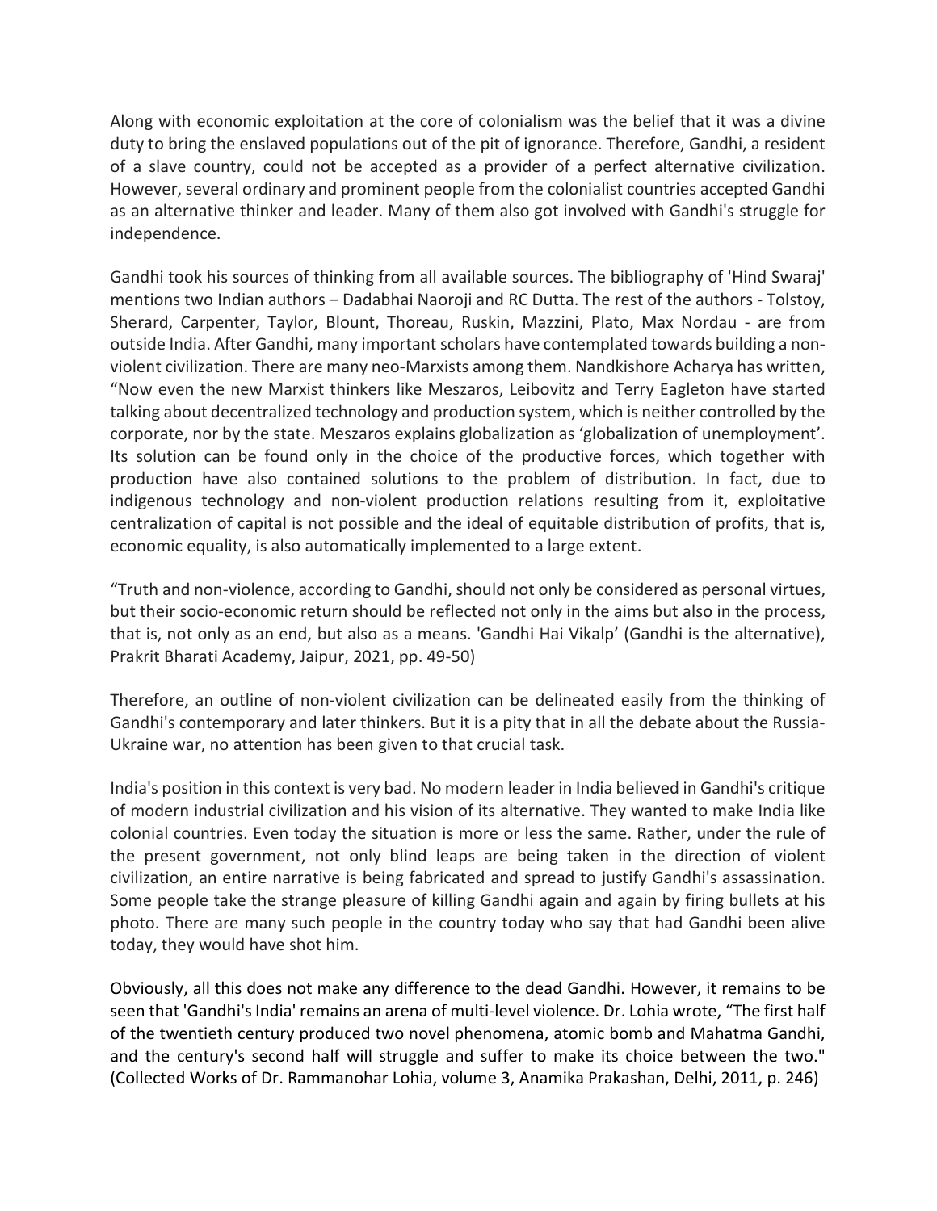Along with economic exploitation at the core of colonialism was the belief that it was a divine duty to bring the enslaved populations out of the pit of ignorance. Therefore, Gandhi, a resident of a slave country, could not be accepted as a provider of a perfect alternative civilization. However, several ordinary and prominent people from the colonialist countries accepted Gandhi as an alternative thinker and leader. Many of them also got involved with Gandhi's struggle for independence.

Gandhi took his sources of thinking from all available sources. The bibliography of 'Hind Swaraj' mentions two Indian authors – Dadabhai Naoroji and RC Dutta. The rest of the authors - Tolstoy, Sherard, Carpenter, Taylor, Blount, Thoreau, Ruskin, Mazzini, Plato, Max Nordau - are from outside India. After Gandhi, many important scholars have contemplated towards building a non-violent civilization. There are many neo-Marxists among them. Nandkishore Acharya has written, "Now even the new Marxist thinkers like Meszaros, Leibovitz and Terry Eagleton have started talking about decentralized technology and production system, which is neither controlled by the corporate, nor by the state. Meszaros explains globalization as 'globalization of unemployment'. Its solution can be found only in the choice of the productive forces, which together with production have also contained solutions to the problem of distribution. In fact, due to indigenous technology and non-violent production relations resulting from it, exploitative centralization of capital is not possible and the ideal of equitable distribution of profits, that is, economic equality, is also automatically implemented to a large extent.

"Truth and non-violence, according to Gandhi, should not only be considered as personal virtues, but their socio-economic return should be reflected not only in the aims but also in the process, that is, not only as an end, but also as a means. 'Gandhi Hai Vikalp' (Gandhi is the alternative), Prakrit Bharati Academy, Jaipur, 2021, pp. 49-50)

Therefore, an outline of non-violent civilization can be delineated easily from the thinking of Gandhi's contemporary and later thinkers. But it is a pity that in all the debate about the Russia-Ukraine war, no attention has been given to that crucial task.

India's position in this context is very bad. No modern leader in India believed in Gandhi's critique of modern industrial civilization and his vision of its alternative. They wanted to make India like colonial countries. Even today the situation is more or less the same. Rather, under the rule of the present government, not only blind leaps are being taken in the direction of violent civilization, an entire narrative is being fabricated and spread to justify Gandhi's assassination. Some people take the strange pleasure of killing Gandhi again and again by firing bullets at his photo. There are many such people in the country today who say that had Gandhi been alive today, they would have shot him.

Obviously, all this does not make any difference to the dead Gandhi. However, it remains to be seen that 'Gandhi's India' remains an arena of multi-level violence. Dr. Lohia wrote, "The first half of the twentieth century produced two novel phenomena, atomic bomb and Mahatma Gandhi, and the century's second half will struggle and suffer to make its choice between the two." (Collected Works of Dr. Rammanohar Lohia, volume 3, Anamika Prakashan, Delhi, 2011, p. 246)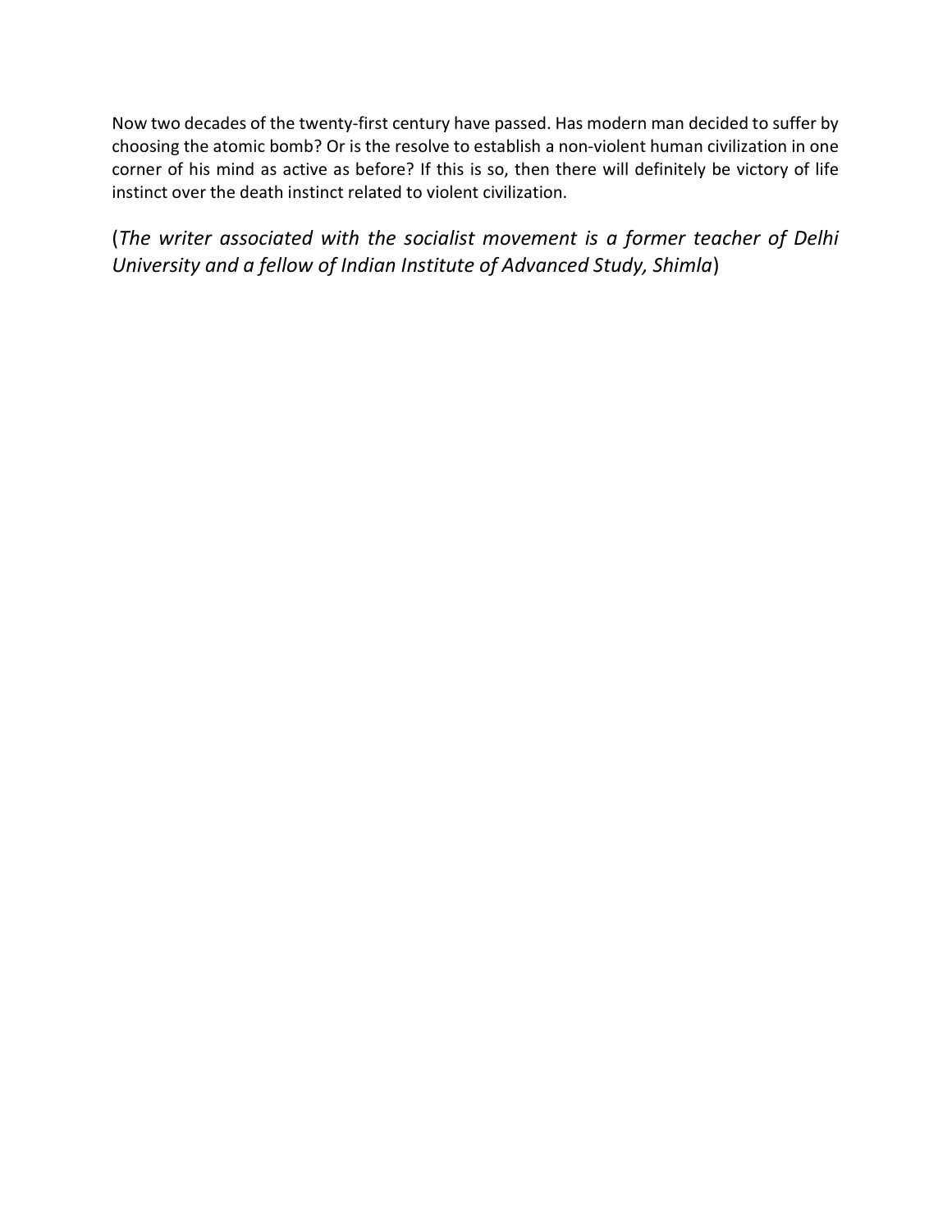Now two decades of the twenty-first century have passed. Has modern man decided to suffer by choosing the atomic bomb? Or is the resolve to establish a non-violent human civilization in one corner of his mind as active as before? If this is so, then there will definitely be victory of life instinct over the death instinct related to violent civilization.

(*The writer associated with the socialist movement is a former teacher of Delhi University and a fellow of Indian Institute of Advanced Study, Shimla*)